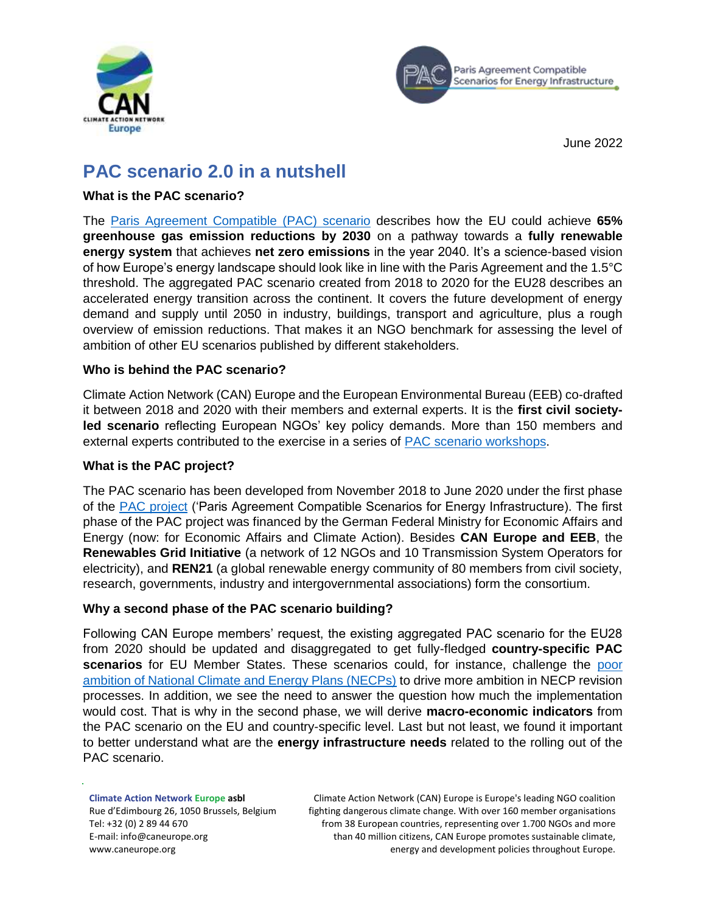June 2022

# PAC scenario 2.0 in a nutshell

**What is the PAC scenario?**

The Paris Agreement Compatible (PAC) scenario describes how the EU could achieve **65% greenhouse gas emission reductions by 2030** on a pathway towards a **fully renewable energy system** that achieves **net zero emissions** in the year 2040. It's a science-based vision of how Europe's energy landscape should look like in line with the Paris Agreement and the 1.5°C threshold. The aggregated PAC scenario created from 2018 to 2020 for the EU28 describes an accelerated energy transition across the continent. It covers the future development of energy demand and supply until 2050 in industry, buildings, transport and agriculture, plus a rough overview of emission reductions. That makes it an NGO benchmark for assessing the level of ambition of other EU scenarios published by different stakeholders.

**Who is behind the PAC scenario?**

Climate Action Network (CAN) Europe and the European Environmental Bureau (EEB) co-drafted it between 2018 and 2020 with their members and external experts. It is the **first civil society-led scenario** reflecting European NGOs' key policy demands. More than 150 members and external experts contributed to the exercise in a series of PAC scenario workshops.

**What is the PAC project?**

The PAC scenario has been developed from November 2018 to June 2020 under the first phase of the PAC project ('Paris Agreement Compatible Scenarios for Energy Infrastructure). The first phase of the PAC project was financed by the German Federal Ministry for Economic Affairs and Energy (now: for Economic Affairs and Climate Action). Besides **CAN Europe and EEB**, the **Renewables Grid Initiative** (a network of 12 NGOs and 10 Transmission System Operators for electricity), and **REN21** (a global renewable energy community of 80 members from civil society, research, governments, industry and intergovernmental associations) form the consortium.

**Why a second phase of the PAC scenario building?**

Following CAN Europe members' request, the existing aggregated PAC scenario for the EU28 from 2020 should be updated and disaggregated to get fully-fledged **country-specific PAC scenarios** for EU Member States. These scenarios could, for instance, challenge the poor ambition of National Climate and Energy Plans (NECPs) to drive more ambition in NECP revision processes. In addition, we see the need to answer the question how much the implementation would cost. That is why in the second phase, we will derive **macro-economic indicators** from the PAC scenario on the EU and country-specific level. Last but not least, we found it important to better understand what are the **energy infrastructure needs** related to the rolling out of the PAC scenario.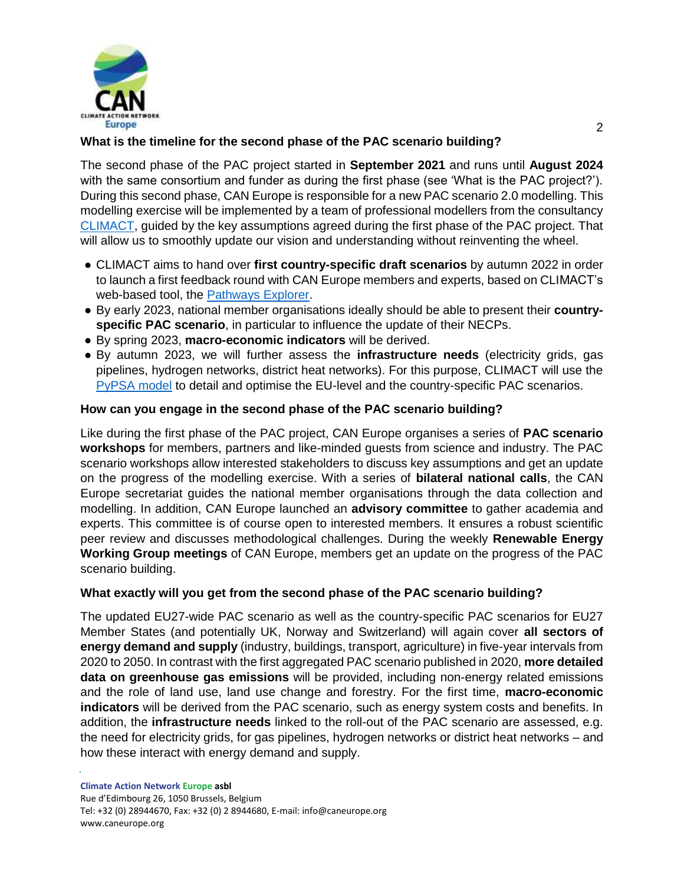## What is the timeline for the second phase of the PAC scenario building?

The second phase of the PAC project started in **September 2021** and runs until **August 2024** with the same consortium and funder as during the first phase (see 'What is the PAC project?'). During this second phase, CAN Europe is responsible for a new PAC scenario 2.0 modelling. This modelling exercise will be implemented by a team of professional modellers from the consultancy [CLIMACT](), guided by the key assumptions agreed during the first phase of the PAC project. That will allow us to smoothly update our vision and understanding without reinventing the wheel.

- CLIMACT aims to hand over **first country-specific draft scenarios** by autumn 2022 in order to launch a first feedback round with CAN Europe members and experts, based on CLIMACT's web-based tool, the [Pathways Explorer]().
- By early 2023, national member organisations ideally should be able to present their **country-specific PAC scenario**, in particular to influence the update of their NECPs.
- By spring 2023, **macro-economic indicators** will be derived.
- By autumn 2023, we will further assess the **infrastructure needs** (electricity grids, gas pipelines, hydrogen networks, district heat networks). For this purpose, CLIMACT will use the [PyPSA model]() to detail and optimise the EU-level and the country-specific PAC scenarios.

## How can you engage in the second phase of the PAC scenario building?

Like during the first phase of the PAC project, CAN Europe organises a series of **PAC scenario workshops** for members, partners and like-minded guests from science and industry. The PAC scenario workshops allow interested stakeholders to discuss key assumptions and get an update on the progress of the modelling exercise. With a series of **bilateral national calls**, the CAN Europe secretariat guides the national member organisations through the data collection and modelling. In addition, CAN Europe launched an **advisory committee** to gather academia and experts. This committee is of course open to interested members. It ensures a robust scientific peer review and discusses methodological challenges. During the weekly **Renewable Energy Working Group meetings** of CAN Europe, members get an update on the progress of the PAC scenario building.

## What exactly will you get from the second phase of the PAC scenario building?

The updated EU27-wide PAC scenario as well as the country-specific PAC scenarios for EU27 Member States (and potentially UK, Norway and Switzerland) will again cover **all sectors of energy demand and supply** (industry, buildings, transport, agriculture) in five-year intervals from 2020 to 2050. In contrast with the first aggregated PAC scenario published in 2020, **more detailed data on greenhouse gas emissions** will be provided, including non-energy related emissions and the role of land use, land use change and forestry. For the first time, **macro-economic indicators** will be derived from the PAC scenario, such as energy system costs and benefits. In addition, the **infrastructure needs** linked to the roll-out of the PAC scenario are assessed, e.g. the need for electricity grids, for gas pipelines, hydrogen networks or district heat networks – and how these interact with energy demand and supply.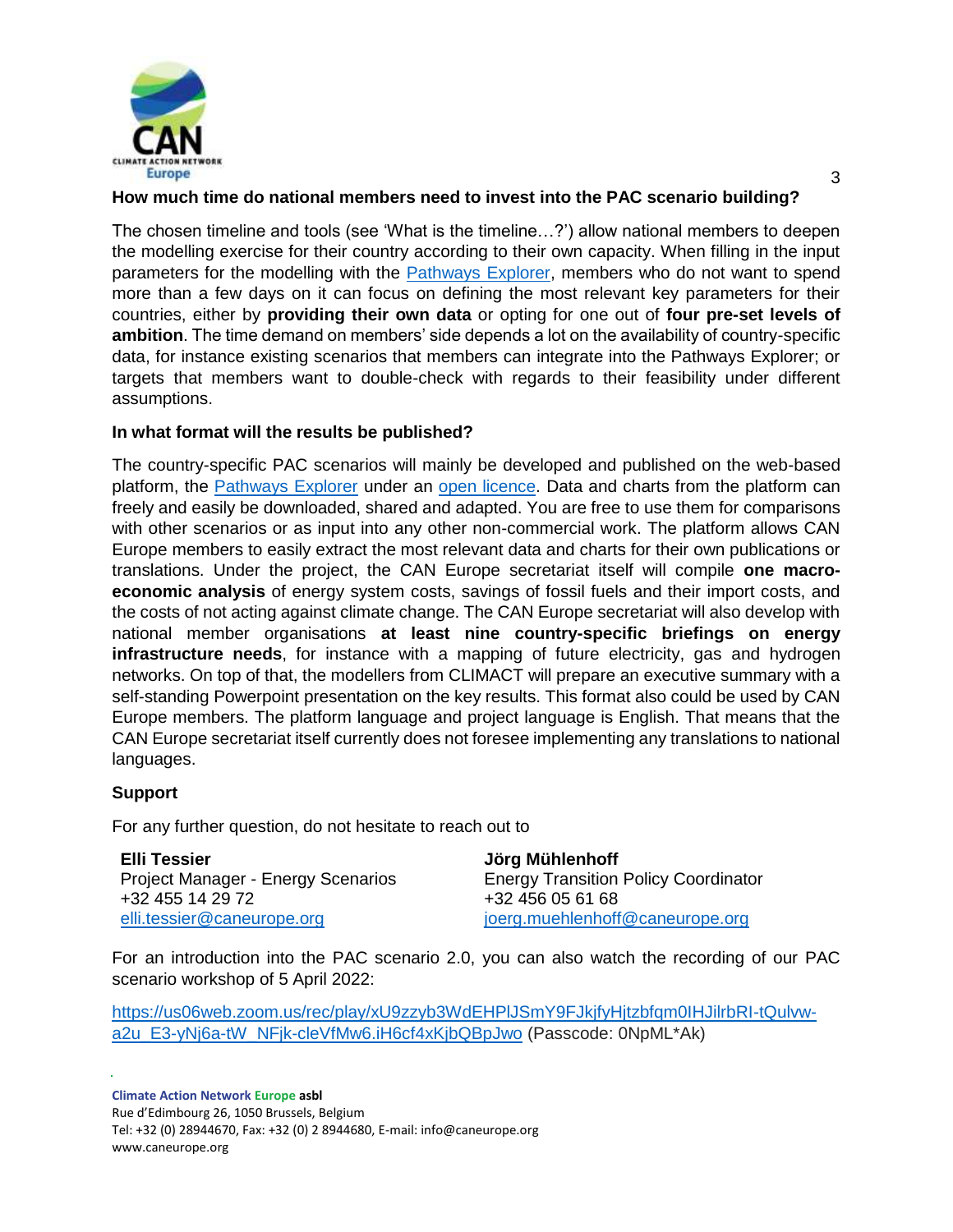**How much time do national members need to invest into the PAC scenario building?**

The chosen timeline and tools (see 'What is the timeline…?') allow national members to deepen the modelling exercise for their country according to their own capacity. When filling in the input parameters for the modelling with the Pathways Explorer, members who do not want to spend more than a few days on it can focus on defining the most relevant key parameters for their countries, either by **providing their own data** or opting for one out of **four pre-set levels of ambition**. The time demand on members' side depends a lot on the availability of country-specific data, for instance existing scenarios that members can integrate into the Pathways Explorer; or targets that members want to double-check with regards to their feasibility under different assumptions.

**In what format will the results be published?**

The country-specific PAC scenarios will mainly be developed and published on the web-based platform, the Pathways Explorer under an open licence. Data and charts from the platform can freely and easily be downloaded, shared and adapted. You are free to use them for comparisons with other scenarios or as input into any other non-commercial work. The platform allows CAN Europe members to easily extract the most relevant data and charts for their own publications or translations. Under the project, the CAN Europe secretariat itself will compile **one macro-economic analysis** of energy system costs, savings of fossil fuels and their import costs, and the costs of not acting against climate change. The CAN Europe secretariat will also develop with national member organisations **at least nine country-specific briefings on energy infrastructure needs**, for instance with a mapping of future electricity, gas and hydrogen networks. On top of that, the modellers from CLIMACT will prepare an executive summary with a self-standing Powerpoint presentation on the key results. This format also could be used by CAN Europe members. The platform language and project language is English. That means that the CAN Europe secretariat itself currently does not foresee implementing any translations to national languages.

**Support**

For any further question, do not hesitate to reach out to

**Elli Tessier**
Project Manager - Energy Scenarios
+32 455 14 29 72
elli.tessier@caneurope.org

**Jörg Mühlenhoff**
Energy Transition Policy Coordinator
+32 456 05 61 68
joerg.muehlenhoff@caneurope.org

For an introduction into the PAC scenario 2.0, you can also watch the recording of our PAC scenario workshop of 5 April 2022:

https://us06web.zoom.us/rec/play/xU9zzyb3WdEHPlJSmY9FJkjfyHjtzbfqm0IHJilrbRI-tQulvw-a2u_E3-yNj6a-tW_NFjk-cleVfMw6.iH6cf4xKjbQBpJwo (Passcode: 0NpML*Ak)

**Climate Action Network Europe asbl**
Rue d'Edimbourg 26, 1050 Brussels, Belgium
Tel: +32 (0) 28944670, Fax: +32 (0) 2 8944680, E-mail: info@caneurope.org
www.caneurope.org